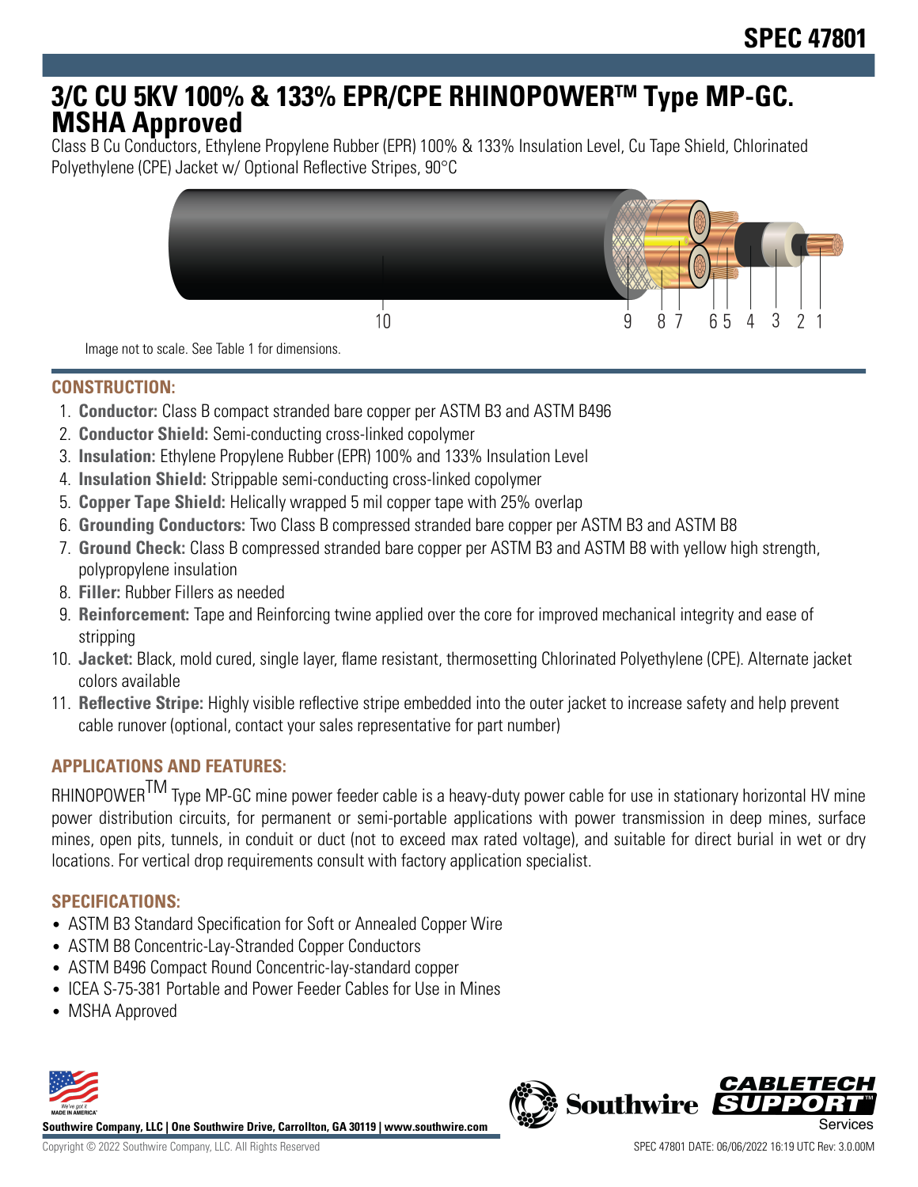# SPEC 47801

# 3/C CU 5KV 100% & 133% EPR/CPE RHINOPOWER™ Type MP-GC. MSHA Approved

Class B Cu Conductors, Ethylene Propylene Rubber (EPR) 100% & 133% Insulation Level, Cu Tape Shield, Chlorinated Polyethylene (CPE) Jacket w/ Optional Reflective Stripes, 90°C

Image not to scale. See Table 1 for dimensions.

## CONSTRUCTION:

1. **Conductor:** Class B compact stranded bare copper per ASTM B3 and ASTM B496
2. **Conductor Shield:** Semi-conducting cross-linked copolymer
3. **Insulation:** Ethylene Propylene Rubber (EPR) 100% and 133% Insulation Level
4. **Insulation Shield:** Strippable semi-conducting cross-linked copolymer
5. **Copper Tape Shield:** Helically wrapped 5 mil copper tape with 25% overlap
6. **Grounding Conductors:** Two Class B compressed stranded bare copper per ASTM B3 and ASTM B8
7. **Ground Check:** Class B compressed stranded bare copper per ASTM B3 and ASTM B8 with yellow high strength, polypropylene insulation
8. **Filler:** Rubber Fillers as needed
9. **Reinforcement:** Tape and Reinforcing twine applied over the core for improved mechanical integrity and ease of stripping
10. **Jacket:** Black, mold cured, single layer, flame resistant, thermosetting Chlorinated Polyethylene (CPE). Alternate jacket colors available
11. **Reflective Stripe:** Highly visible reflective stripe embedded into the outer jacket to increase safety and help prevent cable runover (optional, contact your sales representative for part number)

## APPLICATIONS AND FEATURES:

RHINOPOWER™ Type MP-GC mine power feeder cable is a heavy-duty power cable for use in stationary horizontal HV mine power distribution circuits, for permanent or semi-portable applications with power transmission in deep mines, surface mines, open pits, tunnels, in conduit or duct (not to exceed max rated voltage), and suitable for direct burial in wet or dry locations. For vertical drop requirements consult with factory application specialist.

## SPECIFICATIONS:

- ASTM B3 Standard Specification for Soft or Annealed Copper Wire
- ASTM B8 Concentric-Lay-Stranded Copper Conductors
- ASTM B496 Compact Round Concentric-lay-standard copper
- ICEA S-75-381 Portable and Power Feeder Cables for Use in Mines
- MSHA Approved

Southwire Company, LLC | One Southwire Drive, Carrollton, GA 30119 | www.southwire.com

Copyright © 2022 Southwire Company, LLC. All Rights Reserved

SPEC 47801 DATE: 06/06/2022 16:19 UTC Rev: 3.0.00M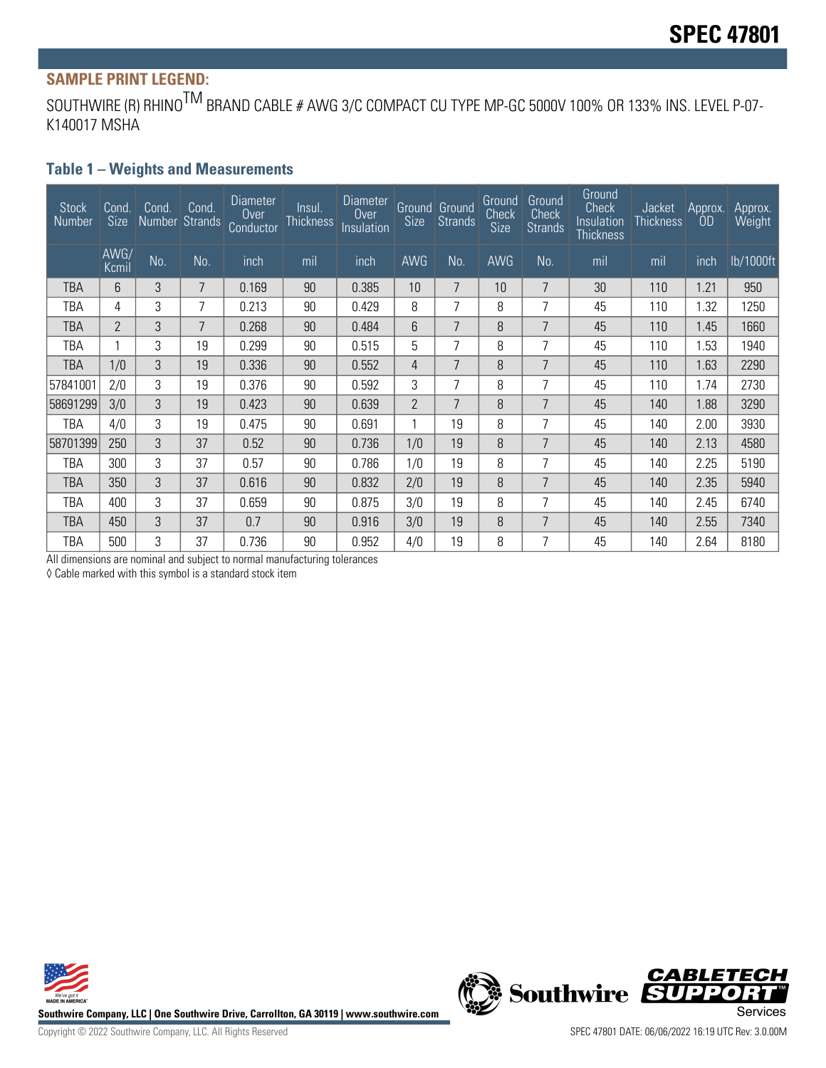# SPEC 47801

## SAMPLE PRINT LEGEND:

SOUTHWIRE (R) RHINO™ BRAND CABLE # AWG 3/C COMPACT CU TYPE MP-GC 5000V 100% OR 133% INS. LEVEL P-07-K140017 MSHA

### Table 1 – Weights and Measurements

| Stock Number | Cond. Size | Cond. Number | Cond. Strands | Diameter Over Conductor | Insul. Thickness | Diameter Over Insulation | Ground Size | Ground Strands | Ground Check Size | Ground Check Strands | Ground Check Insulation Thickness | Jacket Thickness | Approx. OD | Approx. Weight |
|---|---|---|---|---|---|---|---|---|---|---|---|---|---|---|
| | AWG/ Kcmil | No. | No. | inch | mil | inch | AWG | No. | AWG | No. | mil | mil | inch | lb/1000ft |
| TBA | 6 | 3 | 7 | 0.169 | 90 | 0.385 | 10 | 7 | 10 | 7 | 30 | 110 | 1.21 | 950 |
| TBA | 4 | 3 | 7 | 0.213 | 90 | 0.429 | 8 | 7 | 8 | 7 | 45 | 110 | 1.32 | 1250 |
| TBA | 2 | 3 | 7 | 0.268 | 90 | 0.484 | 6 | 7 | 8 | 7 | 45 | 110 | 1.45 | 1660 |
| TBA | 1 | 3 | 19 | 0.299 | 90 | 0.515 | 5 | 7 | 8 | 7 | 45 | 110 | 1.53 | 1940 |
| TBA | 1/0 | 3 | 19 | 0.336 | 90 | 0.552 | 4 | 7 | 8 | 7 | 45 | 110 | 1.63 | 2290 |
| 57841001 | 2/0 | 3 | 19 | 0.376 | 90 | 0.592 | 3 | 7 | 8 | 7 | 45 | 110 | 1.74 | 2730 |
| 58691299 | 3/0 | 3 | 19 | 0.423 | 90 | 0.639 | 2 | 7 | 8 | 7 | 45 | 140 | 1.88 | 3290 |
| TBA | 4/0 | 3 | 19 | 0.475 | 90 | 0.691 | 1 | 19 | 8 | 7 | 45 | 140 | 2.00 | 3930 |
| 58701399 | 250 | 3 | 37 | 0.52 | 90 | 0.736 | 1/0 | 19 | 8 | 7 | 45 | 140 | 2.13 | 4580 |
| TBA | 300 | 3 | 37 | 0.57 | 90 | 0.786 | 1/0 | 19 | 8 | 7 | 45 | 140 | 2.25 | 5190 |
| TBA | 350 | 3 | 37 | 0.616 | 90 | 0.832 | 2/0 | 19 | 8 | 7 | 45 | 140 | 2.35 | 5940 |
| TBA | 400 | 3 | 37 | 0.659 | 90 | 0.875 | 3/0 | 19 | 8 | 7 | 45 | 140 | 2.45 | 6740 |
| TBA | 450 | 3 | 37 | 0.7 | 90 | 0.916 | 3/0 | 19 | 8 | 7 | 45 | 140 | 2.55 | 7340 |
| TBA | 500 | 3 | 37 | 0.736 | 90 | 0.952 | 4/0 | 19 | 8 | 7 | 45 | 140 | 2.64 | 8180 |

All dimensions are nominal and subject to normal manufacturing tolerances

◊ Cable marked with this symbol is a standard stock item

Southwire Company, LLC | One Southwire Drive, Carrollton, GA 30119 | www.southwire.com

Copyright © 2022 Southwire Company, LLC. All Rights Reserved

SPEC 47801 DATE: 06/06/2022 16:19 UTC Rev: 3.0.00M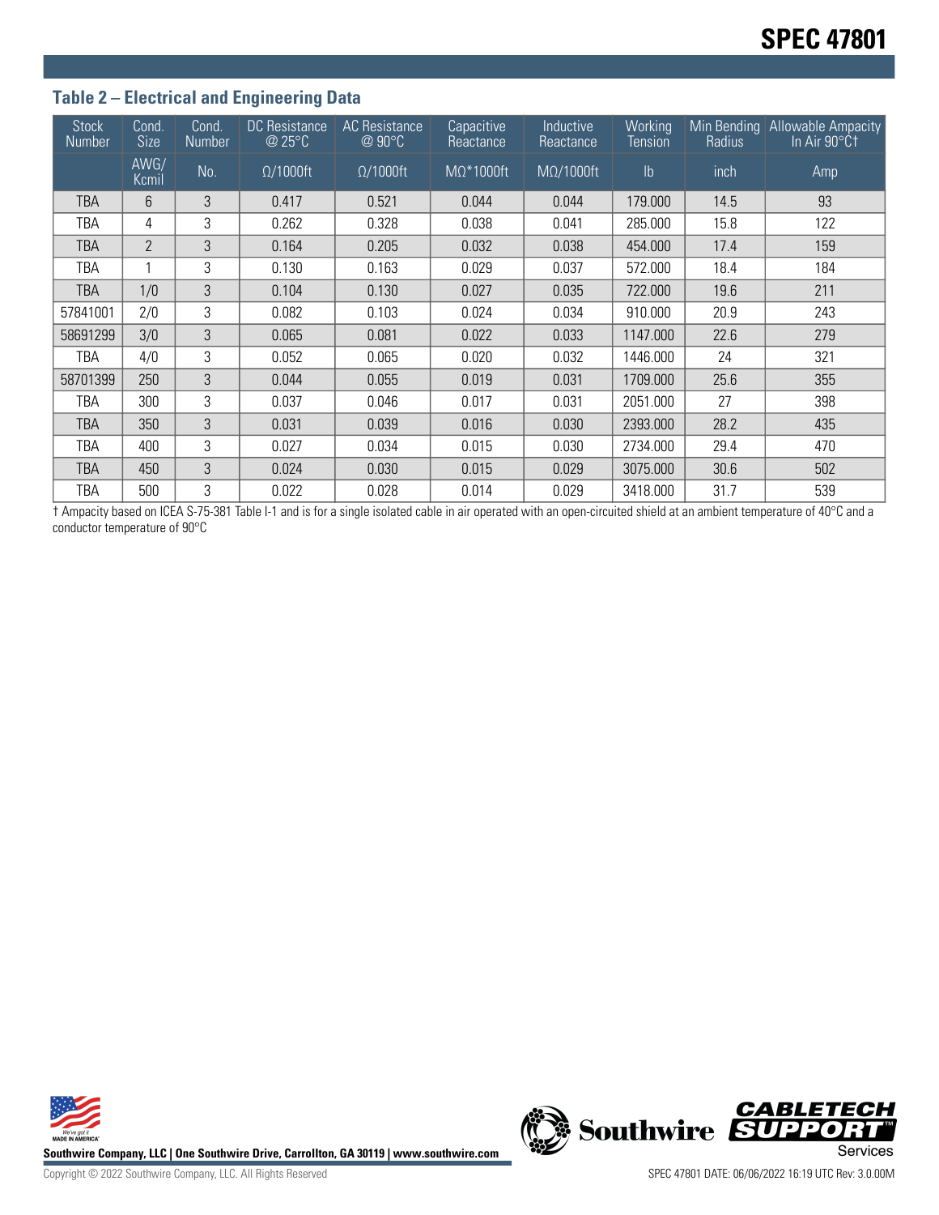## Table 2 – Electrical and Engineering Data

| Stock Number | Cond. Size | Cond. Number | DC Resistance @ 25°C | AC Resistance @ 90°C | Capacitive Reactance | Inductive Reactance | Working Tension | Min Bending Radius | Allowable Ampacity In Air 90°C† |
|---|---|---|---|---|---|---|---|---|---|
| | AWG/ Kcmil | No. | Ω/1000ft | Ω/1000ft | MΩ*1000ft | MΩ/1000ft | lb | inch | Amp |
| TBA | 6 | 3 | 0.417 | 0.521 | 0.044 | 0.044 | 179.000 | 14.5 | 93 |
| TBA | 4 | 3 | 0.262 | 0.328 | 0.038 | 0.041 | 285.000 | 15.8 | 122 |
| TBA | 2 | 3 | 0.164 | 0.205 | 0.032 | 0.038 | 454.000 | 17.4 | 159 |
| TBA | 1 | 3 | 0.130 | 0.163 | 0.029 | 0.037 | 572.000 | 18.4 | 184 |
| TBA | 1/0 | 3 | 0.104 | 0.130 | 0.027 | 0.035 | 722.000 | 19.6 | 211 |
| 57841001 | 2/0 | 3 | 0.082 | 0.103 | 0.024 | 0.034 | 910.000 | 20.9 | 243 |
| 58691299 | 3/0 | 3 | 0.065 | 0.081 | 0.022 | 0.033 | 1147.000 | 22.6 | 279 |
| TBA | 4/0 | 3 | 0.052 | 0.065 | 0.020 | 0.032 | 1446.000 | 24 | 321 |
| 58701399 | 250 | 3 | 0.044 | 0.055 | 0.019 | 0.031 | 1709.000 | 25.6 | 355 |
| TBA | 300 | 3 | 0.037 | 0.046 | 0.017 | 0.031 | 2051.000 | 27 | 398 |
| TBA | 350 | 3 | 0.031 | 0.039 | 0.016 | 0.030 | 2393.000 | 28.2 | 435 |
| TBA | 400 | 3 | 0.027 | 0.034 | 0.015 | 0.030 | 2734.000 | 29.4 | 470 |
| TBA | 450 | 3 | 0.024 | 0.030 | 0.015 | 0.029 | 3075.000 | 30.6 | 502 |
| TBA | 500 | 3 | 0.022 | 0.028 | 0.014 | 0.029 | 3418.000 | 31.7 | 539 |

† Ampacity based on ICEA S-75-381 Table I-1 and is for a single isolated cable in air operated with an open-circuited shield at an ambient temperature of 40°C and a conductor temperature of 90°C